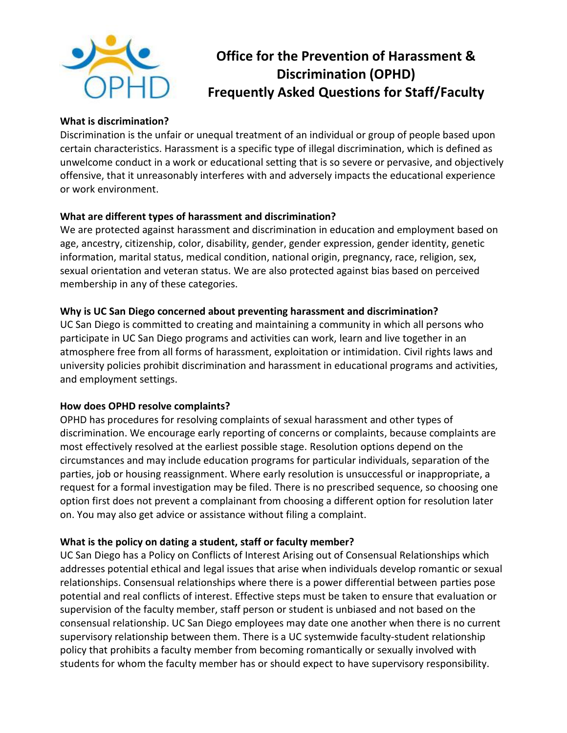# Office for the Prevention of Harassment & Discrimination (OPHD)
## Frequently Asked Questions for Staff/Faculty

**What is discrimination?**

Discrimination is the unfair or unequal treatment of an individual or group of people based upon certain characteristics. Harassment is a specific type of illegal discrimination, which is defined as unwelcome conduct in a work or educational setting that is so severe or pervasive, and objectively offensive, that it unreasonably interferes with and adversely impacts the educational experience or work environment.

**What are different types of harassment and discrimination?**

We are protected against harassment and discrimination in education and employment based on age, ancestry, citizenship, color, disability, gender, gender expression, gender identity, genetic information, marital status, medical condition, national origin, pregnancy, race, religion, sex, sexual orientation and veteran status. We are also protected against bias based on perceived membership in any of these categories.

**Why is UC San Diego concerned about preventing harassment and discrimination?**

UC San Diego is committed to creating and maintaining a community in which all persons who participate in UC San Diego programs and activities can work, learn and live together in an atmosphere free from all forms of harassment, exploitation or intimidation. Civil rights laws and university policies prohibit discrimination and harassment in educational programs and activities, and employment settings.

**How does OPHD resolve complaints?**

OPHD has procedures for resolving complaints of sexual harassment and other types of discrimination. We encourage early reporting of concerns or complaints, because complaints are most effectively resolved at the earliest possible stage. Resolution options depend on the circumstances and may include education programs for particular individuals, separation of the parties, job or housing reassignment. Where early resolution is unsuccessful or inappropriate, a request for a formal investigation may be filed. There is no prescribed sequence, so choosing one option first does not prevent a complainant from choosing a different option for resolution later on. You may also get advice or assistance without filing a complaint.

**What is the policy on dating a student, staff or faculty member?**

UC San Diego has a Policy on Conflicts of Interest Arising out of Consensual Relationships which addresses potential ethical and legal issues that arise when individuals develop romantic or sexual relationships. Consensual relationships where there is a power differential between parties pose potential and real conflicts of interest. Effective steps must be taken to ensure that evaluation or supervision of the faculty member, staff person or student is unbiased and not based on the consensual relationship. UC San Diego employees may date one another when there is no current supervisory relationship between them. There is a UC systemwide faculty-student relationship policy that prohibits a faculty member from becoming romantically or sexually involved with students for whom the faculty member has or should expect to have supervisory responsibility.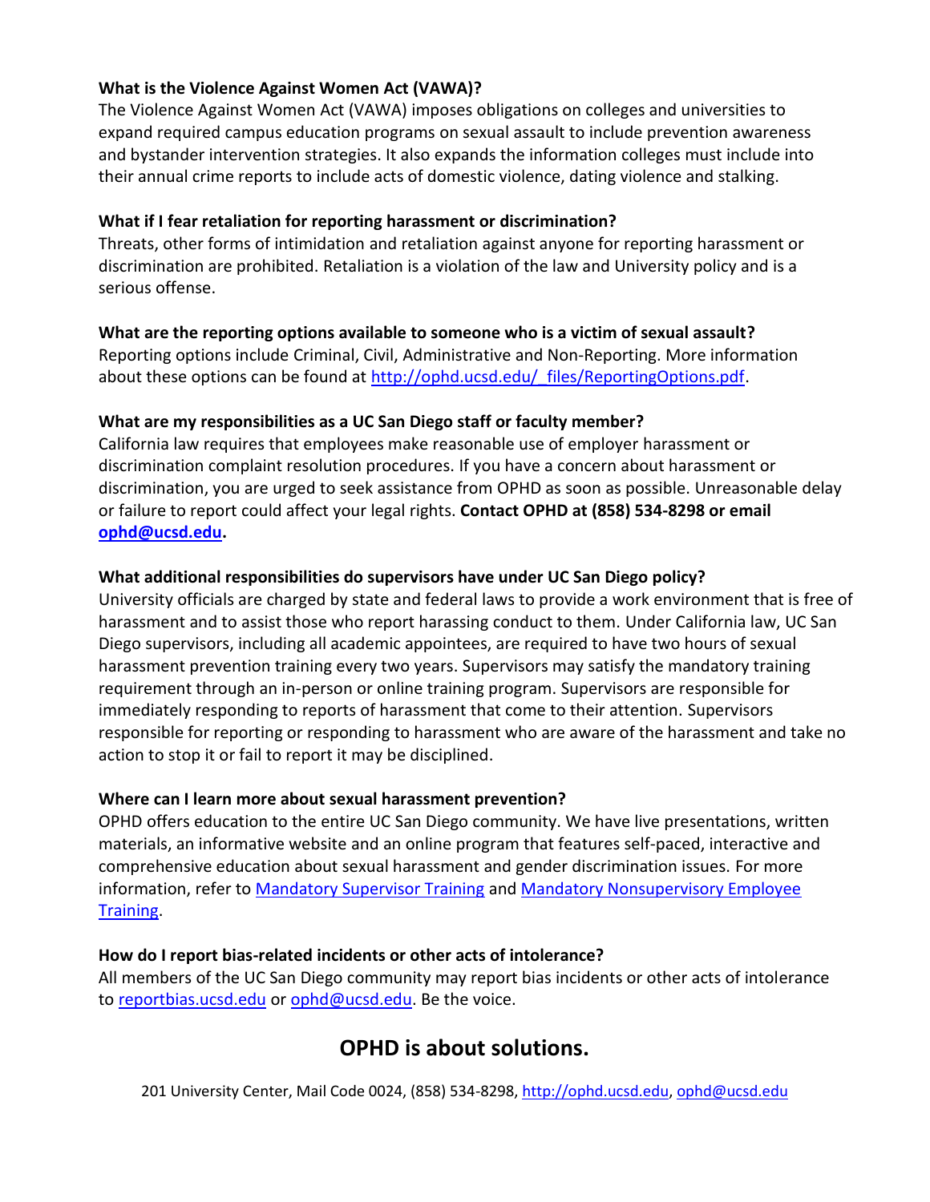### What is the Violence Against Women Act (VAWA)?

The Violence Against Women Act (VAWA) imposes obligations on colleges and universities to expand required campus education programs on sexual assault to include prevention awareness and bystander intervention strategies. It also expands the information colleges must include into their annual crime reports to include acts of domestic violence, dating violence and stalking.

### What if I fear retaliation for reporting harassment or discrimination?

Threats, other forms of intimidation and retaliation against anyone for reporting harassment or discrimination are prohibited. Retaliation is a violation of the law and University policy and is a serious offense.

### What are the reporting options available to someone who is a victim of sexual assault?

Reporting options include Criminal, Civil, Administrative and Non-Reporting. More information about these options can be found at [http://ophd.ucsd.edu/_files/ReportingOptions.pdf](http://ophd.ucsd.edu/_files/ReportingOptions.pdf).

### What are my responsibilities as a UC San Diego staff or faculty member?

California law requires that employees make reasonable use of employer harassment or discrimination complaint resolution procedures. If you have a concern about harassment or discrimination, you are urged to seek assistance from OPHD as soon as possible. Unreasonable delay or failure to report could affect your legal rights. **Contact OPHD at (858) 534-8298 or email [ophd@ucsd.edu](mailto:ophd@ucsd.edu).**

### What additional responsibilities do supervisors have under UC San Diego policy?

University officials are charged by state and federal laws to provide a work environment that is free of harassment and to assist those who report harassing conduct to them. Under California law, UC San Diego supervisors, including all academic appointees, are required to have two hours of sexual harassment prevention training every two years. Supervisors may satisfy the mandatory training requirement through an in-person or online training program. Supervisors are responsible for immediately responding to reports of harassment that come to their attention. Supervisors responsible for reporting or responding to harassment who are aware of the harassment and take no action to stop it or fail to report it may be disciplined.

### Where can I learn more about sexual harassment prevention?

OPHD offers education to the entire UC San Diego community. We have live presentations, written materials, an informative website and an online program that features self-paced, interactive and comprehensive education about sexual harassment and gender discrimination issues. For more information, refer to Mandatory Supervisor Training and Mandatory Nonsupervisory Employee Training.

### How do I report bias-related incidents or other acts of intolerance?

All members of the UC San Diego community may report bias incidents or other acts of intolerance to [reportbias.ucsd.edu](http://reportbias.ucsd.edu) or [ophd@ucsd.edu](mailto:ophd@ucsd.edu). Be the voice.

## OPHD is about solutions.

201 University Center, Mail Code 0024, (858) 534-8298, [http://ophd.ucsd.edu](http://ophd.ucsd.edu), [ophd@ucsd.edu](mailto:ophd@ucsd.edu)